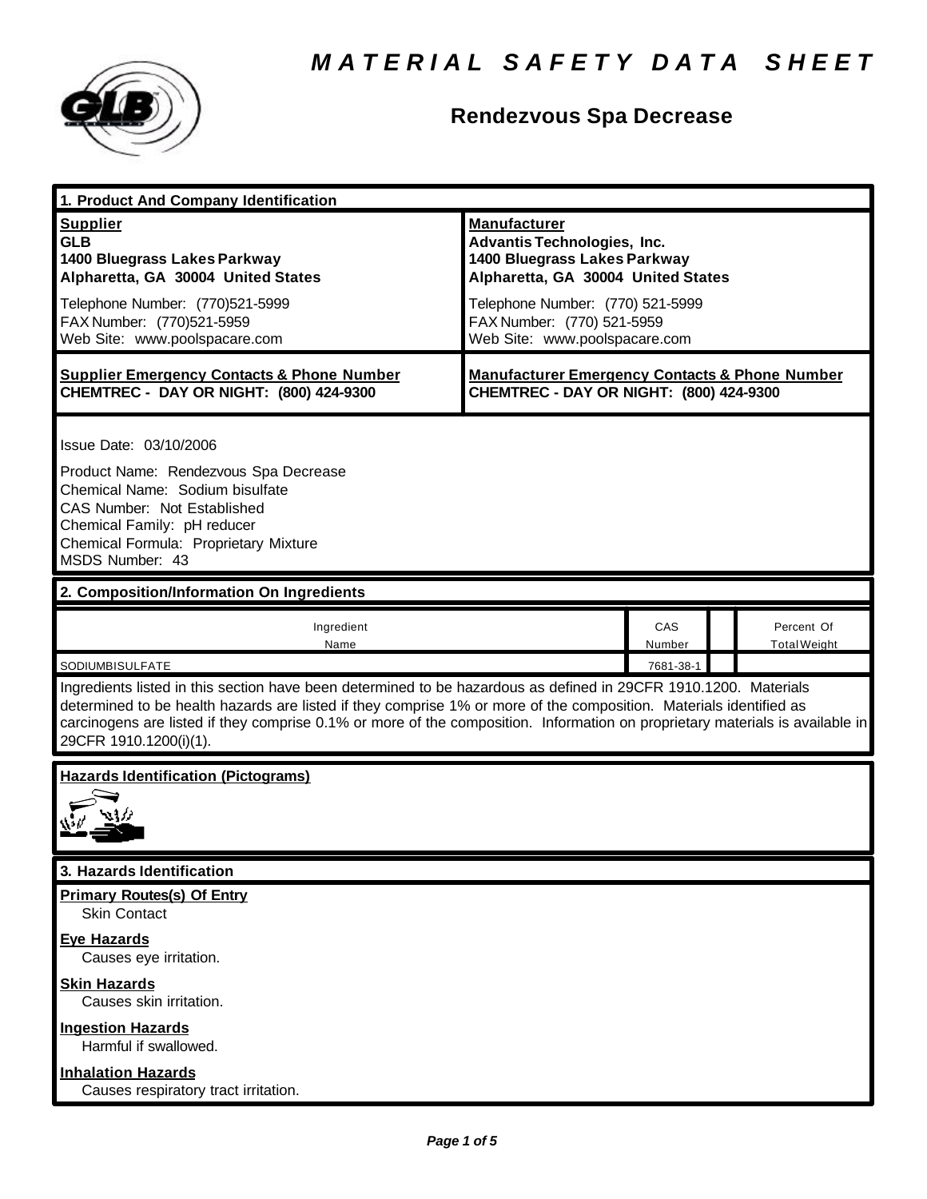# MATERIAL SAFETY DATA SHEET

## Rendezvous Spa Decrease

### 1. Product And Company Identification

| **Supplier** | **Manufacturer** |
|---|---|
| **GLB**<br>**1400 Bluegrass Lakes Parkway**<br>**Alpharetta, GA 30004 United States** | **Advantis Technologies, Inc.**<br>**1400 Bluegrass Lakes Parkway**<br>**Alpharetta, GA 30004 United States** |
| Telephone Number: (770)521-5999<br>FAX Number: (770)521-5959<br>Web Site: www.poolspacare.com | Telephone Number: (770) 521-5999<br>FAX Number: (770) 521-5959<br>Web Site: www.poolspacare.com |
| **Supplier Emergency Contacts & Phone Number**<br>**CHEMTREC - DAY OR NIGHT: (800) 424-9300** | **Manufacturer Emergency Contacts & Phone Number**<br>**CHEMTREC - DAY OR NIGHT: (800) 424-9300** |

Issue Date: 03/10/2006

Product Name: Rendezvous Spa Decrease
Chemical Name: Sodium bisulfate
CAS Number: Not Established
Chemical Family: pH reducer
Chemical Formula: Proprietary Mixture
MSDS Number: 43

### 2. Composition/Information On Ingredients

| Ingredient Name | CAS Number | | Percent Of Total Weight |
|---|---|---|---|
| SODIUMBISULFATE | 7681-38-1 | | |

Ingredients listed in this section have been determined to be hazardous as defined in 29CFR 1910.1200. Materials determined to be health hazards are listed if they comprise 1% or more of the composition. Materials identified as carcinogens are listed if they comprise 0.1% or more of the composition. Information on proprietary materials is available in 29CFR 1910.1200(i)(1).

**Hazards Identification (Pictograms)**

### 3. Hazards Identification

**Primary Routes(s) Of Entry**
Skin Contact

**Eye Hazards**
Causes eye irritation.

**Skin Hazards**
Causes skin irritation.

**Ingestion Hazards**
Harmful if swallowed.

**Inhalation Hazards**
Causes respiratory tract irritation.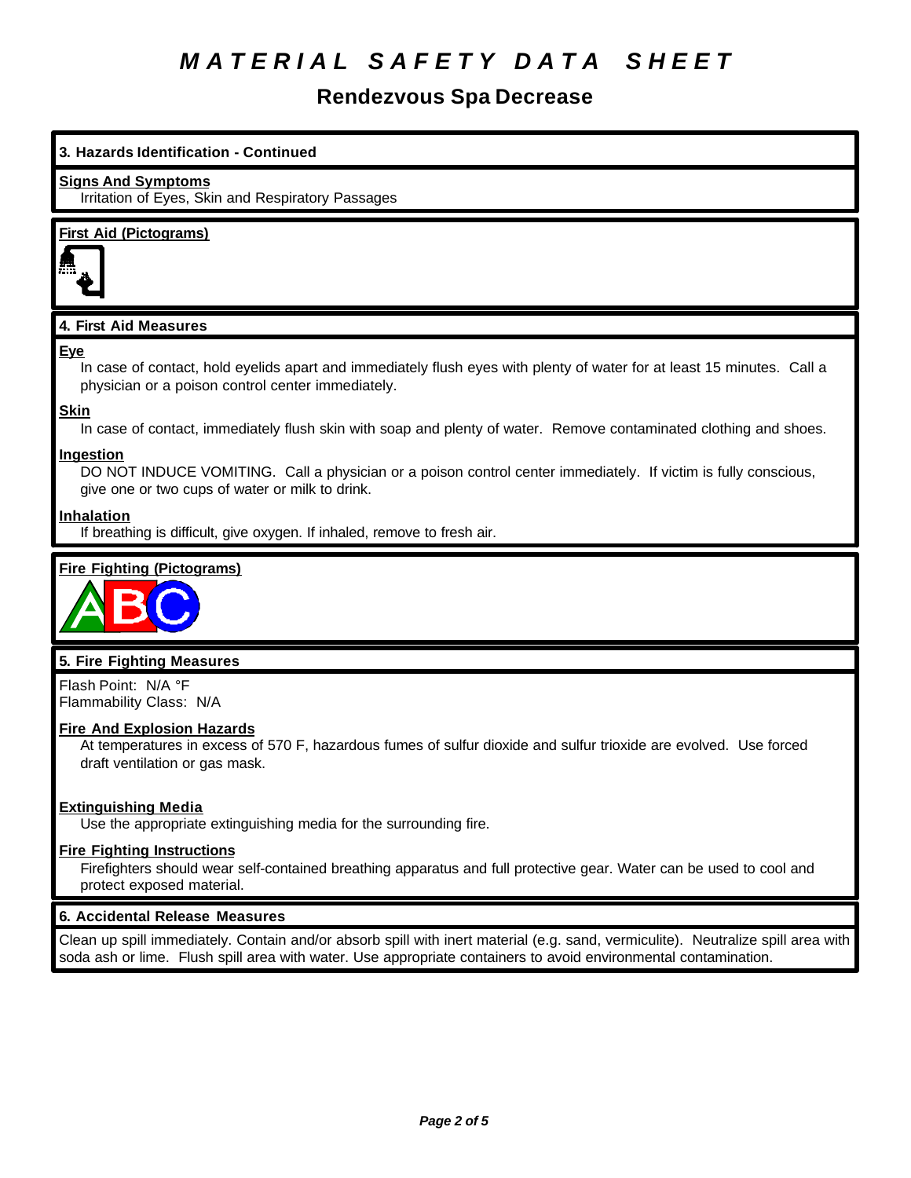# MATERIAL SAFETY DATA SHEET

## Rendezvous Spa Decrease

### 3. Hazards Identification - Continued

**Signs And Symptoms**

Irritation of Eyes, Skin and Respiratory Passages

**First Aid (Pictograms)**

### 4. First Aid Measures

**Eye**

In case of contact, hold eyelids apart and immediately flush eyes with plenty of water for at least 15 minutes. Call a physician or a poison control center immediately.

**Skin**

In case of contact, immediately flush skin with soap and plenty of water. Remove contaminated clothing and shoes.

**Ingestion**

DO NOT INDUCE VOMITING. Call a physician or a poison control center immediately. If victim is fully conscious, give one or two cups of water or milk to drink.

**Inhalation**

If breathing is difficult, give oxygen. If inhaled, remove to fresh air.

**Fire Fighting (Pictograms)**

### 5. Fire Fighting Measures

Flash Point: N/A °F
Flammability Class: N/A

**Fire And Explosion Hazards**

At temperatures in excess of 570 F, hazardous fumes of sulfur dioxide and sulfur trioxide are evolved. Use forced draft ventilation or gas mask.

**Extinguishing Media**

Use the appropriate extinguishing media for the surrounding fire.

**Fire Fighting Instructions**

Firefighters should wear self-contained breathing apparatus and full protective gear. Water can be used to cool and protect exposed material.

### 6. Accidental Release Measures

Clean up spill immediately. Contain and/or absorb spill with inert material (e.g. sand, vermiculite). Neutralize spill area with soda ash or lime. Flush spill area with water. Use appropriate containers to avoid environmental contamination.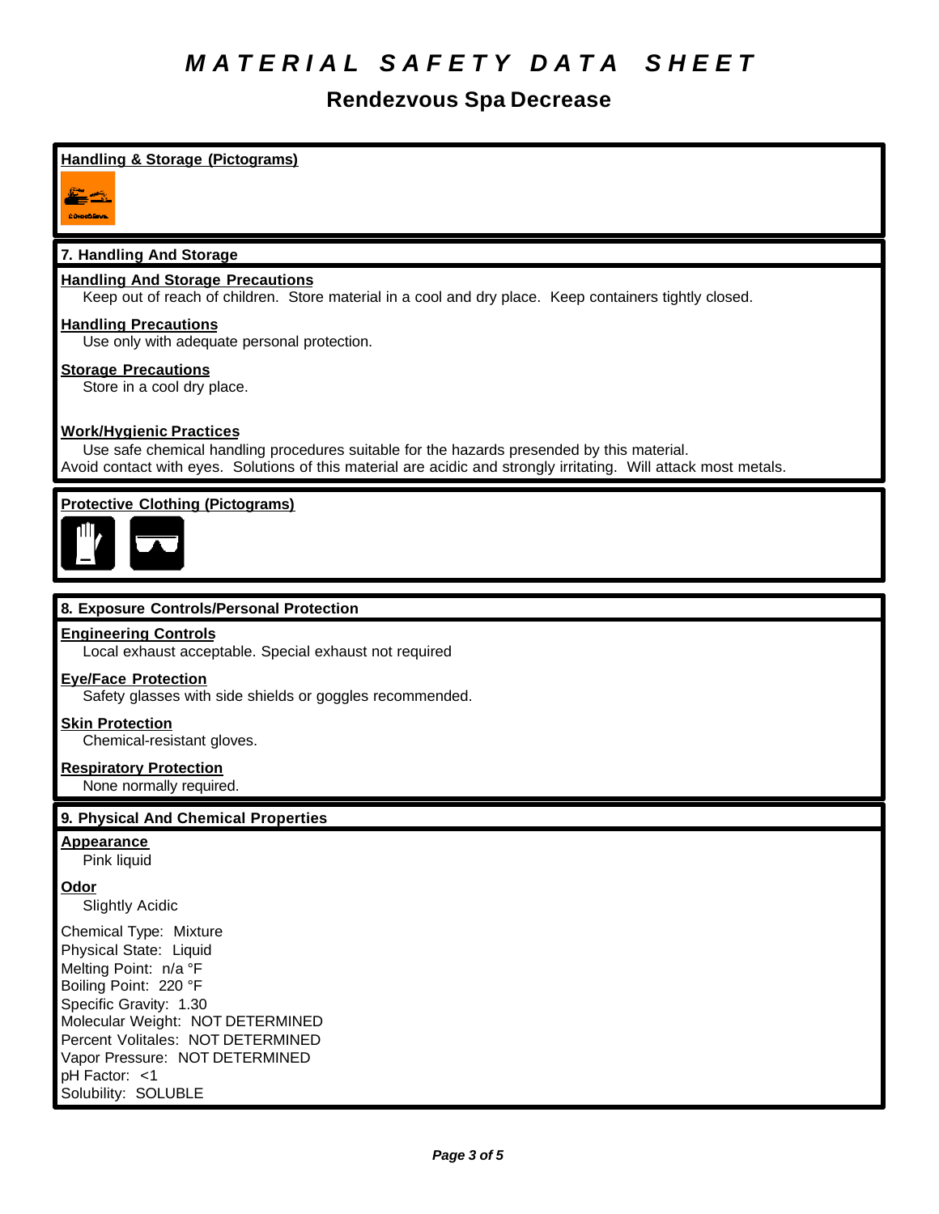# MATERIAL SAFETY DATA SHEET

## Rendezvous Spa Decrease

**Handling & Storage (Pictograms)**

### 7. Handling And Storage

**Handling And Storage Precautions**

Keep out of reach of children. Store material in a cool and dry place. Keep containers tightly closed.

**Handling Precautions**

Use only with adequate personal protection.

**Storage Precautions**

Store in a cool dry place.

**Work/Hygienic Practices**

Use safe chemical handling procedures suitable for the hazards presended by this material.
Avoid contact with eyes. Solutions of this material are acidic and strongly irritating. Will attack most metals.

**Protective Clothing (Pictograms)**

### 8. Exposure Controls/Personal Protection

**Engineering Controls**

Local exhaust acceptable. Special exhaust not required

**Eye/Face Protection**

Safety glasses with side shields or goggles recommended.

**Skin Protection**

Chemical-resistant gloves.

**Respiratory Protection**

None normally required.

### 9. Physical And Chemical Properties

**Appearance**

Pink liquid

**Odor**

Slightly Acidic

Chemical Type: Mixture
Physical State: Liquid
Melting Point: n/a °F
Boiling Point: 220 °F
Specific Gravity: 1.30
Molecular Weight: NOT DETERMINED
Percent Volitales: NOT DETERMINED
Vapor Pressure: NOT DETERMINED
pH Factor: <1
Solubility: SOLUBLE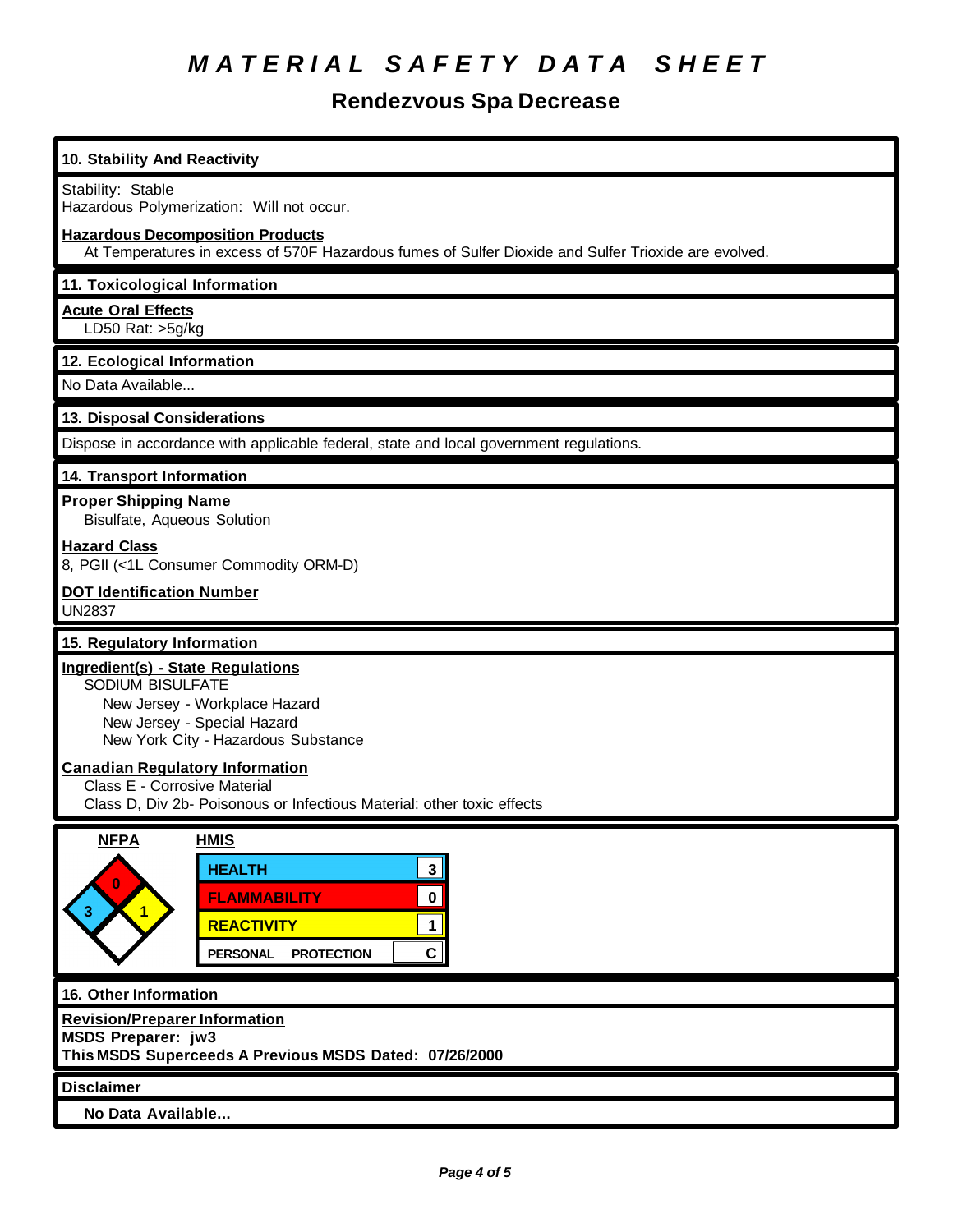# MATERIAL SAFETY DATA SHEET

## Rendezvous Spa Decrease

### 10. Stability And Reactivity

Stability: Stable
Hazardous Polymerization: Will not occur.

**Hazardous Decomposition Products**
At Temperatures in excess of 570F Hazardous fumes of Sulfer Dioxide and Sulfer Trioxide are evolved.

### 11. Toxicological Information

**Acute Oral Effects**
LD50 Rat: >5g/kg

### 12. Ecological Information

No Data Available...

### 13. Disposal Considerations

Dispose in accordance with applicable federal, state and local government regulations.

### 14. Transport Information

**Proper Shipping Name**
Bisulfate, Aqueous Solution

**Hazard Class**
8, PGII (<1L Consumer Commodity ORM-D)

**DOT Identification Number**
UN2837

### 15. Regulatory Information

**Ingredient(s) - State Regulations**
SODIUM BISULFATE
- New Jersey - Workplace Hazard
- New Jersey - Special Hazard
- New York City - Hazardous Substance

**Canadian Regulatory Information**
Class E - Corrosive Material
Class D, Div 2b- Poisonous or Infectious Material: other toxic effects

**NFPA**

| Health | Flammability | Reactivity | Special |
|---|---|---|---|
| 3 | 0 | 1 | |

**HMIS**

| | |
|---|---|
| HEALTH | 3 |
| FLAMMABILITY | 0 |
| REACTIVITY | 1 |
| PERSONAL PROTECTION | C |

### 16. Other Information

**Revision/Preparer Information**
**MSDS Preparer: jw3**
**This MSDS Superceeds A Previous MSDS Dated: 07/26/2000**

### Disclaimer

**No Data Available...**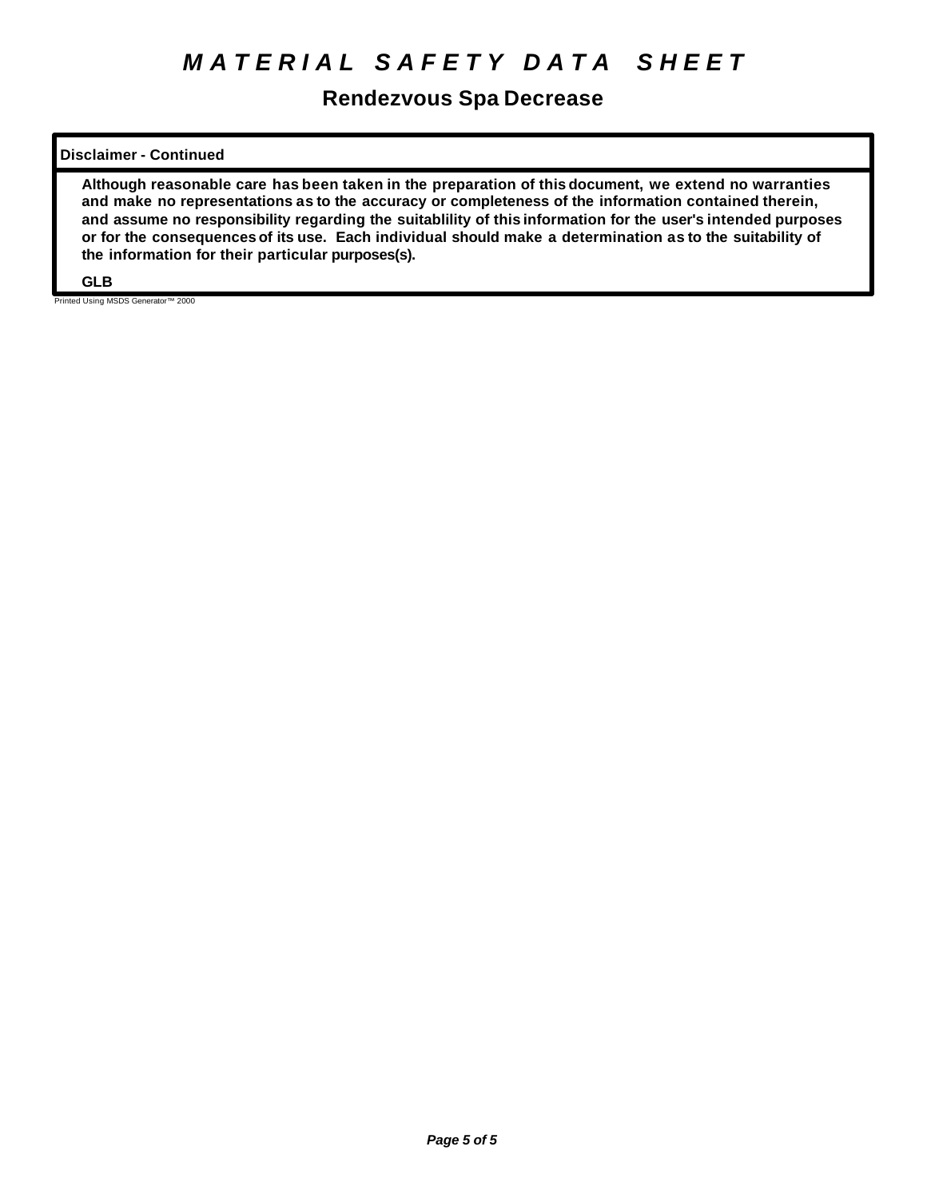## Disclaimer - Continued

**Although reasonable care has been taken in the preparation of this document, we extend no warranties and make no representations as to the accuracy or completeness of the information contained therein, and assume no responsibility regarding the suitablility of this information for the user's intended purposes or for the consequences of its use. Each individual should make a determination as to the suitability of the information for their particular purposes(s).**

**GLB**

Printed Using MSDS Generator™ 2000